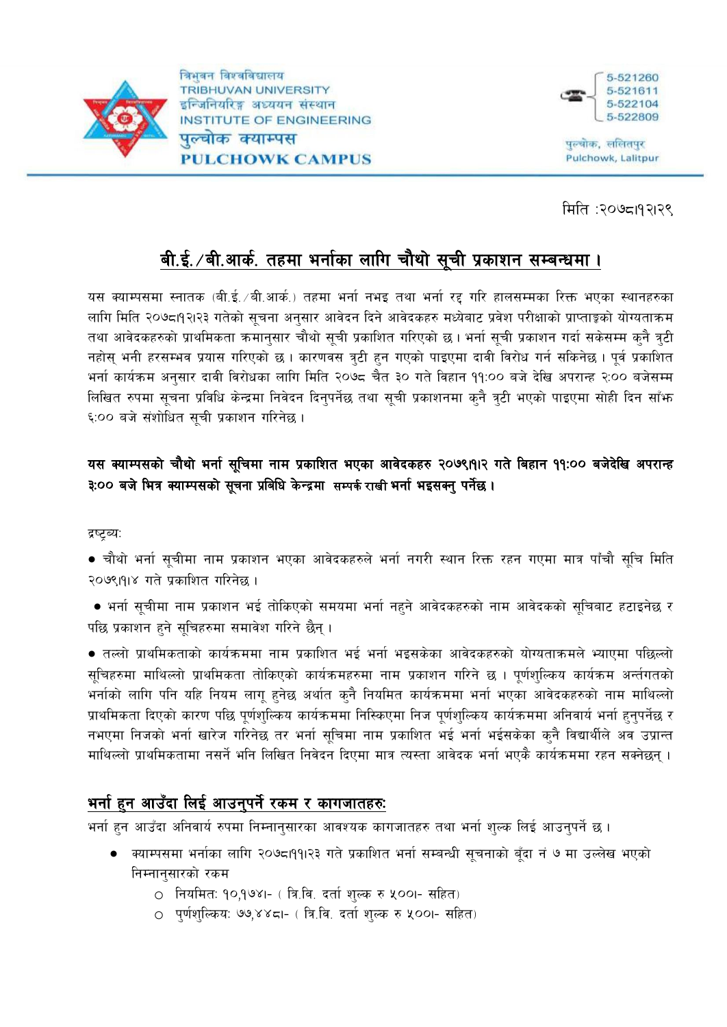त्रिभुवन विश्वविद्यालय
TRIBHUVAN UNIVERSITY
इन्जिनियरिङ्ग अध्ययन संस्थान
INSTITUTE OF ENGINEERING
पुल्चोक क्याम्पस
PULCHOWK CAMPUS

5-521260
5-521611
5-522104
5-522809

पुल्चोक, ललितपुर
Pulchowk, Lalitpur

मिति :२०७८।१२।२९

## बी.ई./बी.आर्क. तहमा भर्नाका लागि चौथो सूची प्रकाशन सम्बन्धमा ।

यस क्याम्पसमा स्नातक (बी.ई./बी.आर्क.) तहमा भर्ना नभइ तथा भर्ना रद्द गरि हालसम्मका रिक्त भएका स्थानहरुका लागि मिति २०७८।१२।२३ गतेको सूचना अनुसार आवेदन दिने आवेदकहरु मध्येबाट प्रवेश परीक्षाको प्राप्ताङ्कको योग्यताक्रम तथा आवेदकहरुको प्राथमिकता क्रमानुसार चौथो सूची प्रकाशित गरिएको छ । भर्ना सूची प्रकाशन गर्दा सकेसम्म कुनै त्रुटी नहोस् भनी हरसम्भव प्रयास गरिएको छ । कारणवस त्रुटी हुन गएको पाइएमा दावी विरोध गर्न सकिनेछ । पूर्व प्रकाशित भर्ना कार्यक्रम अनुसार दावी विरोधका लागि मिति २०७८ चैत ३० गते विहान ११:०० बजे देखि अपरान्ह २:०० बजेसम्म लिखित रुपमा सूचना प्रविधि केन्द्रमा निवेदन दिनुपर्नेछ तथा सूची प्रकाशनमा कुनै त्रुटी भएको पाइएमा सोही दिन साँझ ६:०० बजे संशोधित सूची प्रकाशन गरिनेछ ।

**यस क्याम्पसको चौथो भर्ना सूचिमा नाम प्रकाशित भएका आवेदकहरु २०७९।१।२ गते बिहान ११:०० बजेदेखि अपरान्ह ३:०० बजे भित्र क्याम्पसको सूचना प्रबिधि केन्द्रमा सम्पर्क राखी भर्ना भइसक्नु पर्नेछ ।**

द्रष्ट्व्य:

- चौथो भर्ना सूचीमा नाम प्रकाशन भएका आवेदकहरुले भर्ना नगरी स्थान रिक्त रहन गएमा मात्र पाँचौ सूचि मिति २०७९।१।४ गते प्रकाशित गरिनेछ ।
- भर्ना सूचीमा नाम प्रकाशन भई तोकिएको समयमा भर्ना नहुने आवेदकहरुको नाम आवेदकको सूचिबाट हटाइनेछ र पछि प्रकाशन हुने सूचिहरुमा समावेश गरिने छैन् ।
- तल्लो प्राथमिकताको कार्यक्रममा नाम प्रकाशित भई भर्ना भइसकेका आवेदकहरुको योग्यताक्रमले भ्याएमा पछिल्लो सूचिहरुमा माथिल्लो प्राथमिकता तोकिएको कार्यक्रमहरुमा नाम प्रकाशन गरिने छ । पूर्णशुल्किय कार्यक्रम अर्न्तगतको भर्नाको लागि पनि यहि नियम लागू हुनेछ अर्थात कुनै नियमित कार्यक्रममा भर्ना भएका आवेदकहरुको नाम माथिल्लो प्राथमिकता दिएको कारण पछि पूर्णशुल्किय कार्यक्रममा निस्किएमा निज पूर्णशुल्किय कार्यक्रममा अनिवार्य भर्ना हुनुपर्नेछ र नभएमा निजको भर्ना खारेज गरिनेछ तर भर्ना सूचिमा नाम प्रकाशित भई भर्ना भईसकेका कुनै विद्यार्थीले अव उप्रान्त माथिल्लो प्राथमिकतामा नसर्ने भनि लिखित निवेदन दिएमा मात्र त्यस्ता आवेदक भर्ना भएकै कार्यक्रममा रहन सक्नेछन् ।

## भर्ना हुन आउँदा लिई आउनुपर्ने रकम र कागजातहरु:

भर्ना हुन आउँदा अनिवार्य रुपमा निम्नानुसारका आवश्यक कागजातहरु तथा भर्ना शुल्क लिई आउनुपर्ने छ ।

- क्याम्पसमा भर्नाका लागि २०७८।११।२३ गते प्रकाशित भर्ना सम्बन्धी सूचनाको बूँदा नं ७ मा उल्लेख भएको निम्नानुसारको रकम
  - नियमित: १०,१७४।- ( त्रि.वि. दर्ता शुल्क रु ५००।- सहित)
  - पूर्णशुल्किय: ७७,४४८।- ( त्रि.वि. दर्ता शुल्क रु ५००।- सहित)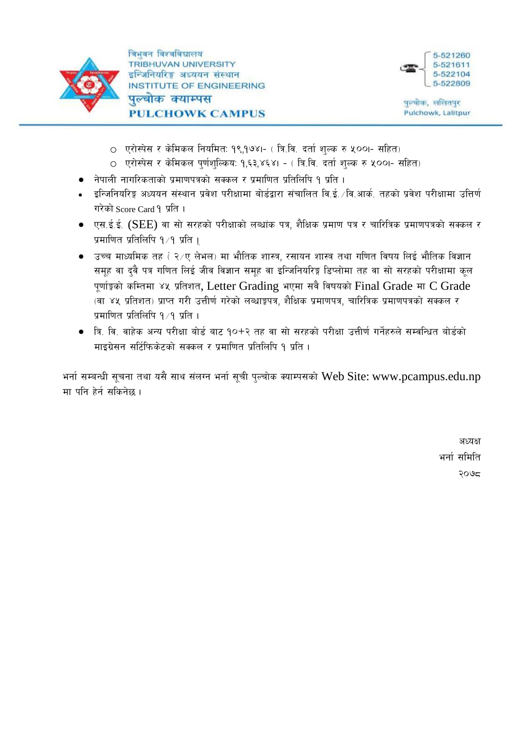- एरोस्पेस र केमिकल नियमित: १९,१७४।- ( त्रि.वि. दर्ता शुल्क रु ५००।- सहित)
- एरोस्पेस र केमिकल पुर्णशुल्किय: १,६३,४६४। - ( त्रि.वि. दर्ता शुल्क रु ५००।- सहित)

- नेपाली नागरिकताको प्रमाणपत्रको सक्कल र प्रमाणित प्रतिलिपि १ प्रति ।
- इन्जिनियरिङ्ग अध्ययन संस्थान प्रवेश परीक्षामा बोर्डद्वारा संचालित वि.ई./वि.आर्क. तहको प्रवेश परीक्षामा उत्तिर्ण गरेको Score Card १ प्रति ।
- एस.ई.ई. (SEE) वा सो सरहको परीक्षाको लब्धांक पत्र, शैक्षिक प्रमाण पत्र र चारित्रिक प्रमाणपत्रको सक्कल र प्रमाणित प्रतिलिपि १/१ प्रति ।
- उच्च माध्यमिक तह ( २/ए लेभल) मा भौतिक शास्त्र, रसायन शास्त्र तथा गणित विषय लिई भौतिक विज्ञान समूह वा दुवै पत्र गणित लिई जीव विज्ञान समूह वा इन्जिनियरिङ्ग डिप्लोमा तह वा सो सरहको परीक्षामा कूल पूर्णाङ्कको कम्तिमा ४५ प्रतिशत, Letter Grading भएमा सवै विषयको Final Grade मा C Grade (वा ४५ प्रतिशत) प्राप्त गरी उत्तीर्ण गरेको लब्धाङ्कपत्र, शैक्षिक प्रमाणपत्र, चारित्रिक प्रमाणपत्रको सक्कल र प्रमाणित प्रतिलिपि १/१ प्रति ।
- त्रि. वि. वाहेक अन्य परीक्षा बोर्ड बाट १०+२ तह वा सो सरहको परीक्षा उत्तीर्ण गर्नेहरुले सम्वन्धित बोर्डको माइग्रेसन सर्टिफिकेटको सक्कल र प्रमाणित प्रतिलिपि १ प्रति ।

भर्ना सम्बन्धी सूचना तथा यसै साथ संलग्न भर्ना सूची पुल्चोक क्याम्पसको Web Site: www.pcampus.edu.np मा पनि हेर्न सकिनेछ ।

अध्यक्ष

भर्ना समिति

२०७८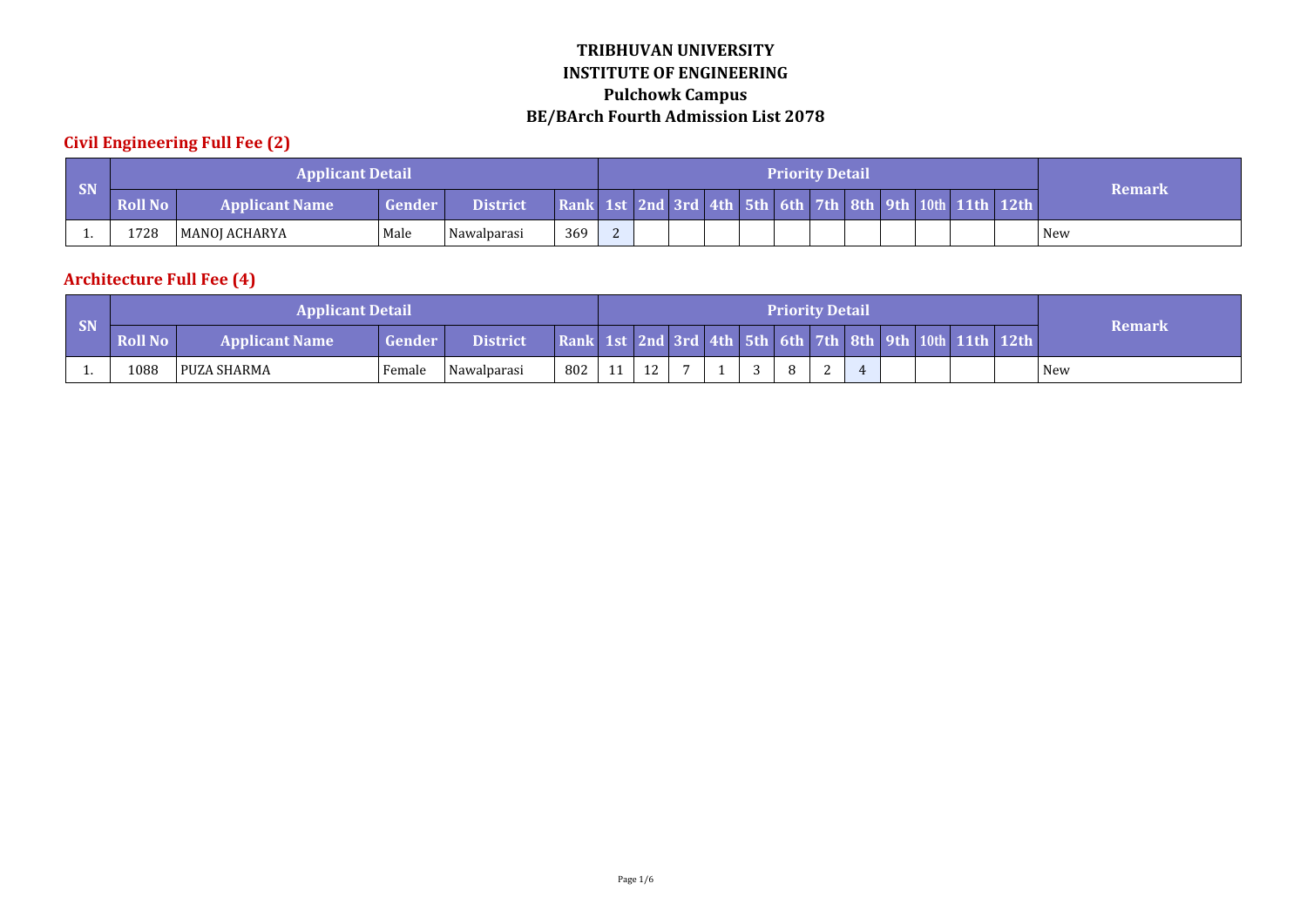# TRIBHUVAN UNIVERSITY
# INSTITUTE OF ENGINEERING
# Pulchowk Campus
# BE/BArch Fourth Admission List 2078

## Civil Engineering Full Fee (2)

| SN | Applicant Detail | | | | Priority Detail | | | | | | | | | | | | | Remark |
|---|---|---|---|---|---|---|---|---|---|---|---|---|---|---|---|---|---|---|
| | Roll No | Applicant Name | Gender | District | Rank | 1st | 2nd | 3rd | 4th | 5th | 6th | 7th | 8th | 9th | 10th | 11th | 12th | |
| 1. | 1728 | MANOJ ACHARYA | Male | Nawalparasi | 369 | 2 | | | | | | | | | | | | New |

## Architecture Full Fee (4)

| SN | Applicant Detail | | | | Priority Detail | | | | | | | | | | | | | Remark |
|---|---|---|---|---|---|---|---|---|---|---|---|---|---|---|---|---|---|---|
| | Roll No | Applicant Name | Gender | District | Rank | 1st | 2nd | 3rd | 4th | 5th | 6th | 7th | 8th | 9th | 10th | 11th | 12th | |
| 1. | 1088 | PUZA SHARMA | Female | Nawalparasi | 802 | 11 | 12 | 7 | 1 | 3 | 8 | 2 | 4 | | | | | New |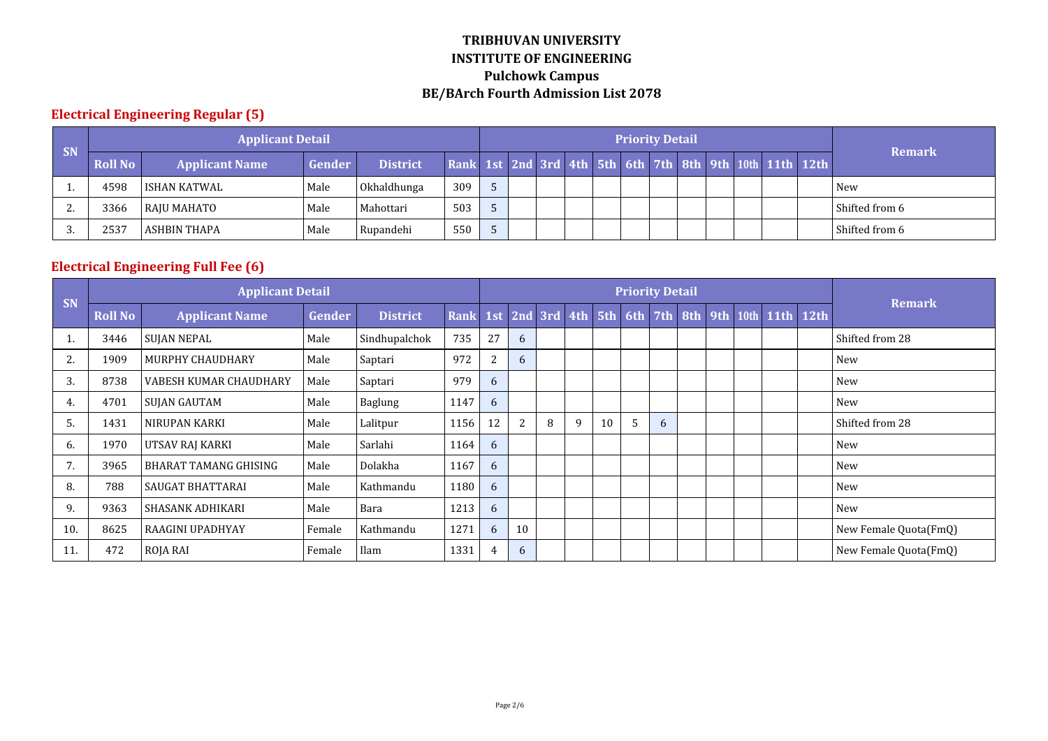# TRIBHUVAN UNIVERSITY
# INSTITUTE OF ENGINEERING
# Pulchowk Campus
# BE/BArch Fourth Admission List 2078

## Electrical Engineering Regular (5)

| SN | Applicant Detail | | | | | Priority Detail | | | | | | | | | | | | Remark |
|---|---|---|---|---|---|---|---|---|---|---|---|---|---|---|---|---|---|---|
| | Roll No | Applicant Name | Gender | District | Rank | 1st | 2nd | 3rd | 4th | 5th | 6th | 7th | 8th | 9th | 10th | 11th | 12th | |
| 1. | 4598 | ISHAN KATWAL | Male | Okhaldhunga | 309 | 5 | | | | | | | | | | | | New |
| 2. | 3366 | RAJU MAHATO | Male | Mahottari | 503 | 5 | | | | | | | | | | | | Shifted from 6 |
| 3. | 2537 | ASHBIN THAPA | Male | Rupandehi | 550 | 5 | | | | | | | | | | | | Shifted from 6 |

## Electrical Engineering Full Fee (6)

| SN | Applicant Detail | | | | | Priority Detail | | | | | | | | | | | | Remark |
|---|---|---|---|---|---|---|---|---|---|---|---|---|---|---|---|---|---|---|
| | Roll No | Applicant Name | Gender | District | Rank | 1st | 2nd | 3rd | 4th | 5th | 6th | 7th | 8th | 9th | 10th | 11th | 12th | |
| 1. | 3446 | SUJAN NEPAL | Male | Sindhupalchok | 735 | 27 | 6 | | | | | | | | | | | Shifted from 28 |
| 2. | 1909 | MURPHY CHAUDHARY | Male | Saptari | 972 | 2 | 6 | | | | | | | | | | | New |
| 3. | 8738 | VABESH KUMAR CHAUDHARY | Male | Saptari | 979 | 6 | | | | | | | | | | | | New |
| 4. | 4701 | SUJAN GAUTAM | Male | Baglung | 1147 | 6 | | | | | | | | | | | | New |
| 5. | 1431 | NIRUPAN KARKI | Male | Lalitpur | 1156 | 12 | 2 | 8 | 9 | 10 | 5 | 6 | | | | | | Shifted from 28 |
| 6. | 1970 | UTSAV RAJ KARKI | Male | Sarlahi | 1164 | 6 | | | | | | | | | | | | New |
| 7. | 3965 | BHARAT TAMANG GHISING | Male | Dolakha | 1167 | 6 | | | | | | | | | | | | New |
| 8. | 788 | SAUGAT BHATTARAI | Male | Kathmandu | 1180 | 6 | | | | | | | | | | | | New |
| 9. | 9363 | SHASANK ADHIKARI | Male | Bara | 1213 | 6 | | | | | | | | | | | | New |
| 10. | 8625 | RAAGINI UPADHYAY | Female | Kathmandu | 1271 | 6 | 10 | | | | | | | | | | | New Female Quota(FmQ) |
| 11. | 472 | ROJA RAI | Female | Ilam | 1331 | 4 | 6 | | | | | | | | | | | New Female Quota(FmQ) |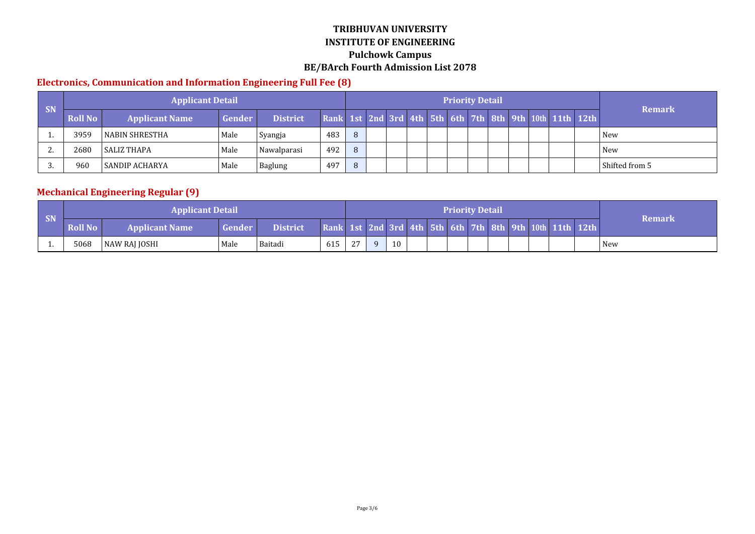# TRIBHUVAN UNIVERSITY
# INSTITUTE OF ENGINEERING
## Pulchowk Campus
## BE/BArch Fourth Admission List 2078

### Electronics, Communication and Information Engineering Full Fee (8)

| SN | Applicant Detail | | | | | Priority Detail | | | | | | | | | | | | Remark |
|---|---|---|---|---|---|---|---|---|---|---|---|---|---|---|---|---|---|---|
| | Roll No | Applicant Name | Gender | District | Rank | 1st | 2nd | 3rd | 4th | 5th | 6th | 7th | 8th | 9th | 10th | 11th | 12th | |
| 1. | 3959 | NABIN SHRESTHA | Male | Syangja | 483 | 8 | | | | | | | | | | | | New |
| 2. | 2680 | SALIZ THAPA | Male | Nawalparasi | 492 | 8 | | | | | | | | | | | | New |
| 3. | 960 | SANDIP ACHARYA | Male | Baglung | 497 | 8 | | | | | | | | | | | | Shifted from 5 |

### Mechanical Engineering Regular (9)

| SN | Applicant Detail | | | | | Priority Detail | | | | | | | | | | | | Remark |
|---|---|---|---|---|---|---|---|---|---|---|---|---|---|---|---|---|---|---|
| | Roll No | Applicant Name | Gender | District | Rank | 1st | 2nd | 3rd | 4th | 5th | 6th | 7th | 8th | 9th | 10th | 11th | 12th | |
| 1. | 5068 | NAW RAJ JOSHI | Male | Baitadi | 615 | 27 | 9 | 10 | | | | | | | | | | New |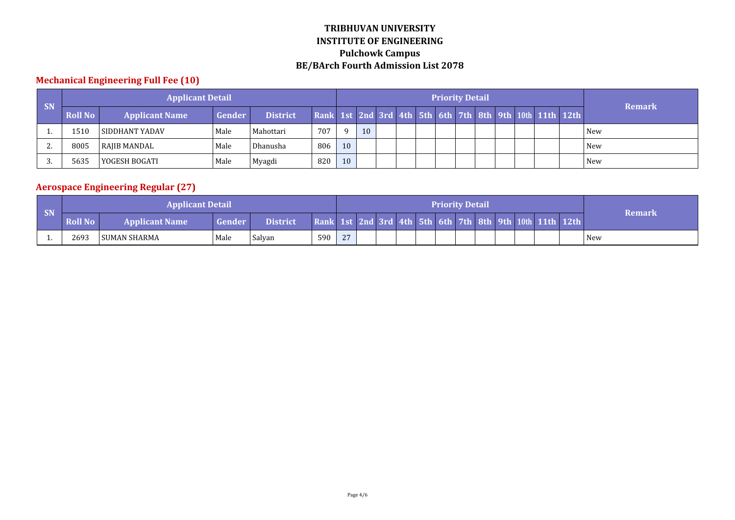# TRIBHUVAN UNIVERSITY
# INSTITUTE OF ENGINEERING
# Pulchowk Campus
# BE/BArch Fourth Admission List 2078

## Mechanical Engineering Full Fee (10)

| SN | Applicant Detail | | | | | Priority Detail | | | | | | | | | | | | Remark |
|---|---|---|---|---|---|---|---|---|---|---|---|---|---|---|---|---|---|---|
| | Roll No | Applicant Name | Gender | District | Rank | 1st | 2nd | 3rd | 4th | 5th | 6th | 7th | 8th | 9th | 10th | 11th | 12th | |
| 1. | 1510 | SIDDHANT YADAV | Male | Mahottari | 707 | 9 | 10 | | | | | | | | | | | New |
| 2. | 8005 | RAJIB MANDAL | Male | Dhanusha | 806 | 10 | | | | | | | | | | | | New |
| 3. | 5635 | YOGESH BOGATI | Male | Myagdi | 820 | 10 | | | | | | | | | | | | New |

## Aerospace Engineering Regular (27)

| SN | Applicant Detail | | | | | Priority Detail | | | | | | | | | | | | Remark |
|---|---|---|---|---|---|---|---|---|---|---|---|---|---|---|---|---|---|---|
| | Roll No | Applicant Name | Gender | District | Rank | 1st | 2nd | 3rd | 4th | 5th | 6th | 7th | 8th | 9th | 10th | 11th | 12th | |
| 1. | 2693 | SUMAN SHARMA | Male | Salyan | 590 | 27 | | | | | | | | | | | | New |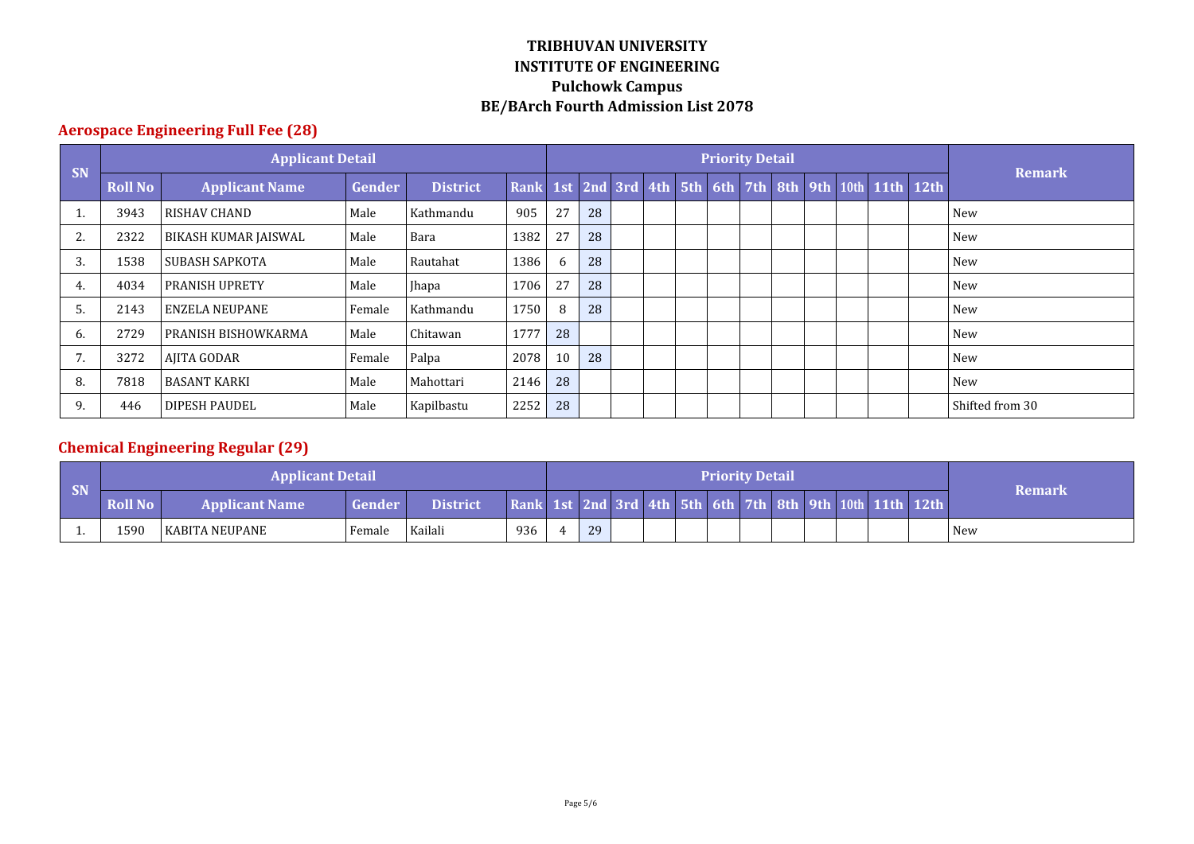# TRIBHUVAN UNIVERSITY
# INSTITUTE OF ENGINEERING
## Pulchowk Campus
## BE/BArch Fourth Admission List 2078

### Aerospace Engineering Full Fee (28)

| SN | Applicant Detail | | | | | Priority Detail | | | | | | | | | | | | Remark |
|---|---|---|---|---|---|---|---|---|---|---|---|---|---|---|---|---|---|---|
| | Roll No | Applicant Name | Gender | District | Rank | 1st | 2nd | 3rd | 4th | 5th | 6th | 7th | 8th | 9th | 10th | 11th | 12th | |
| 1. | 3943 | RISHAV CHAND | Male | Kathmandu | 905 | 27 | 28 | | | | | | | | | | | New |
| 2. | 2322 | BIKASH KUMAR JAISWAL | Male | Bara | 1382 | 27 | 28 | | | | | | | | | | | New |
| 3. | 1538 | SUBASH SAPKOTA | Male | Rautahat | 1386 | 6 | 28 | | | | | | | | | | | New |
| 4. | 4034 | PRANISH UPRETY | Male | Jhapa | 1706 | 27 | 28 | | | | | | | | | | | New |
| 5. | 2143 | ENZELA NEUPANE | Female | Kathmandu | 1750 | 8 | 28 | | | | | | | | | | | New |
| 6. | 2729 | PRANISH BISHOWKARMA | Male | Chitawan | 1777 | 28 | | | | | | | | | | | | New |
| 7. | 3272 | AJITA GODAR | Female | Palpa | 2078 | 10 | 28 | | | | | | | | | | | New |
| 8. | 7818 | BASANT KARKI | Male | Mahottari | 2146 | 28 | | | | | | | | | | | | New |
| 9. | 446 | DIPESH PAUDEL | Male | Kapilbastu | 2252 | 28 | | | | | | | | | | | | Shifted from 30 |

### Chemical Engineering Regular (29)

| SN | Applicant Detail | | | | | Priority Detail | | | | | | | | | | | | Remark |
|---|---|---|---|---|---|---|---|---|---|---|---|---|---|---|---|---|---|---|
| | Roll No | Applicant Name | Gender | District | Rank | 1st | 2nd | 3rd | 4th | 5th | 6th | 7th | 8th | 9th | 10th | 11th | 12th | |
| 1. | 1590 | KABITA NEUPANE | Female | Kailali | 936 | 4 | 29 | | | | | | | | | | | New |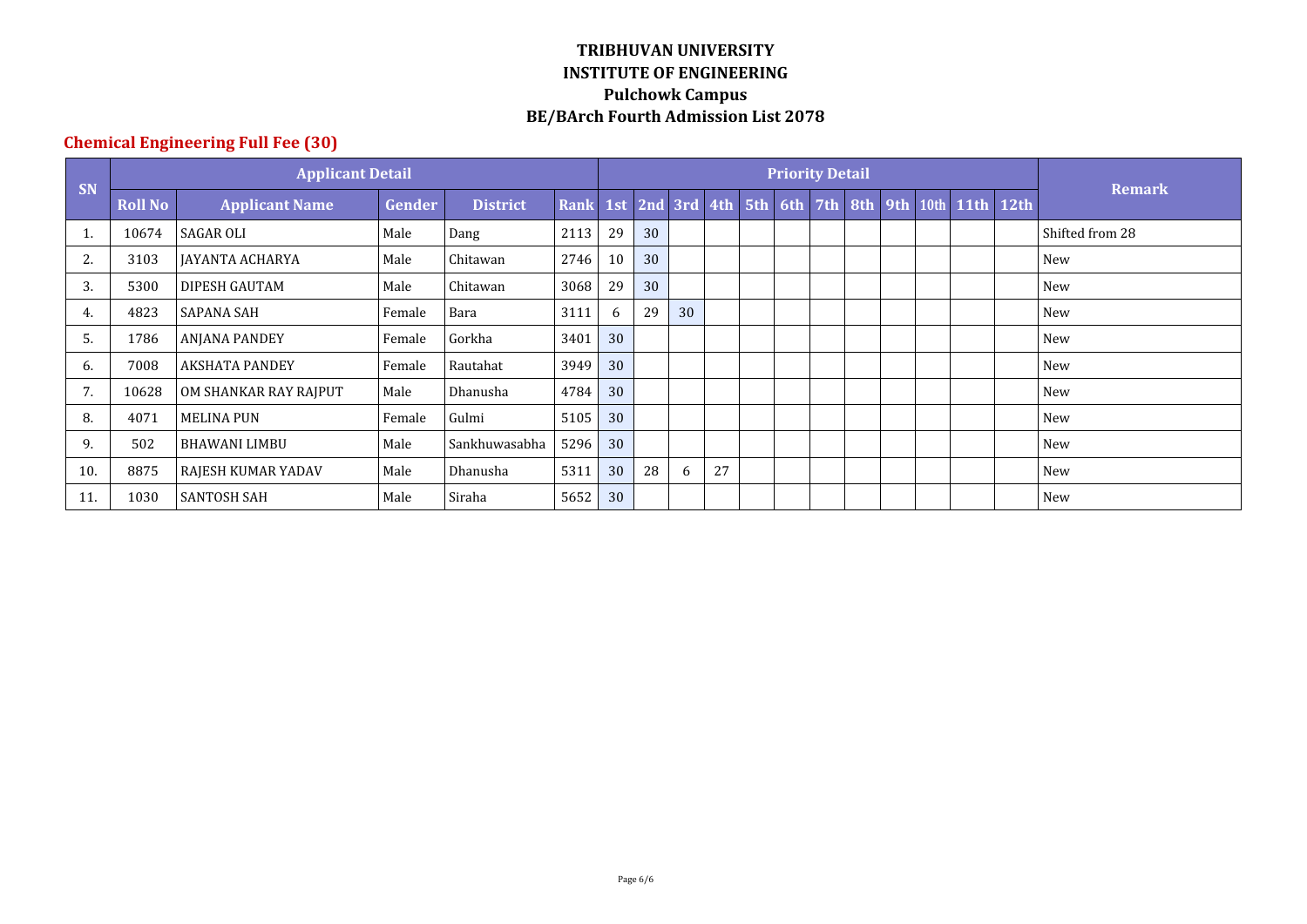# TRIBHUVAN UNIVERSITY
# INSTITUTE OF ENGINEERING
# Pulchowk Campus
# BE/BArch Fourth Admission List 2078

## Chemical Engineering Full Fee (30)

| SN | Applicant Detail | | | | | Priority Detail | | | | | | | | | | | | Remark |
|---|---|---|---|---|---|---|---|---|---|---|---|---|---|---|---|---|---|---|
| | Roll No | Applicant Name | Gender | District | Rank | 1st | 2nd | 3rd | 4th | 5th | 6th | 7th | 8th | 9th | 10th | 11th | 12th | |
| 1. | 10674 | SAGAR OLI | Male | Dang | 2113 | 29 | 30 | | | | | | | | | | | Shifted from 28 |
| 2. | 3103 | JAYANTA ACHARYA | Male | Chitawan | 2746 | 10 | 30 | | | | | | | | | | | New |
| 3. | 5300 | DIPESH GAUTAM | Male | Chitawan | 3068 | 29 | 30 | | | | | | | | | | | New |
| 4. | 4823 | SAPANA SAH | Female | Bara | 3111 | 6 | 29 | 30 | | | | | | | | | | New |
| 5. | 1786 | ANJANA PANDEY | Female | Gorkha | 3401 | 30 | | | | | | | | | | | | New |
| 6. | 7008 | AKSHATA PANDEY | Female | Rautahat | 3949 | 30 | | | | | | | | | | | | New |
| 7. | 10628 | OM SHANKAR RAY RAJPUT | Male | Dhanusha | 4784 | 30 | | | | | | | | | | | | New |
| 8. | 4071 | MELINA PUN | Female | Gulmi | 5105 | 30 | | | | | | | | | | | | New |
| 9. | 502 | BHAWANI LIMBU | Male | Sankhuwasabha | 5296 | 30 | | | | | | | | | | | | New |
| 10. | 8875 | RAJESH KUMAR YADAV | Male | Dhanusha | 5311 | 30 | 28 | 6 | 27 | | | | | | | | | New |
| 11. | 1030 | SANTOSH SAH | Male | Siraha | 5652 | 30 | | | | | | | | | | | | New |